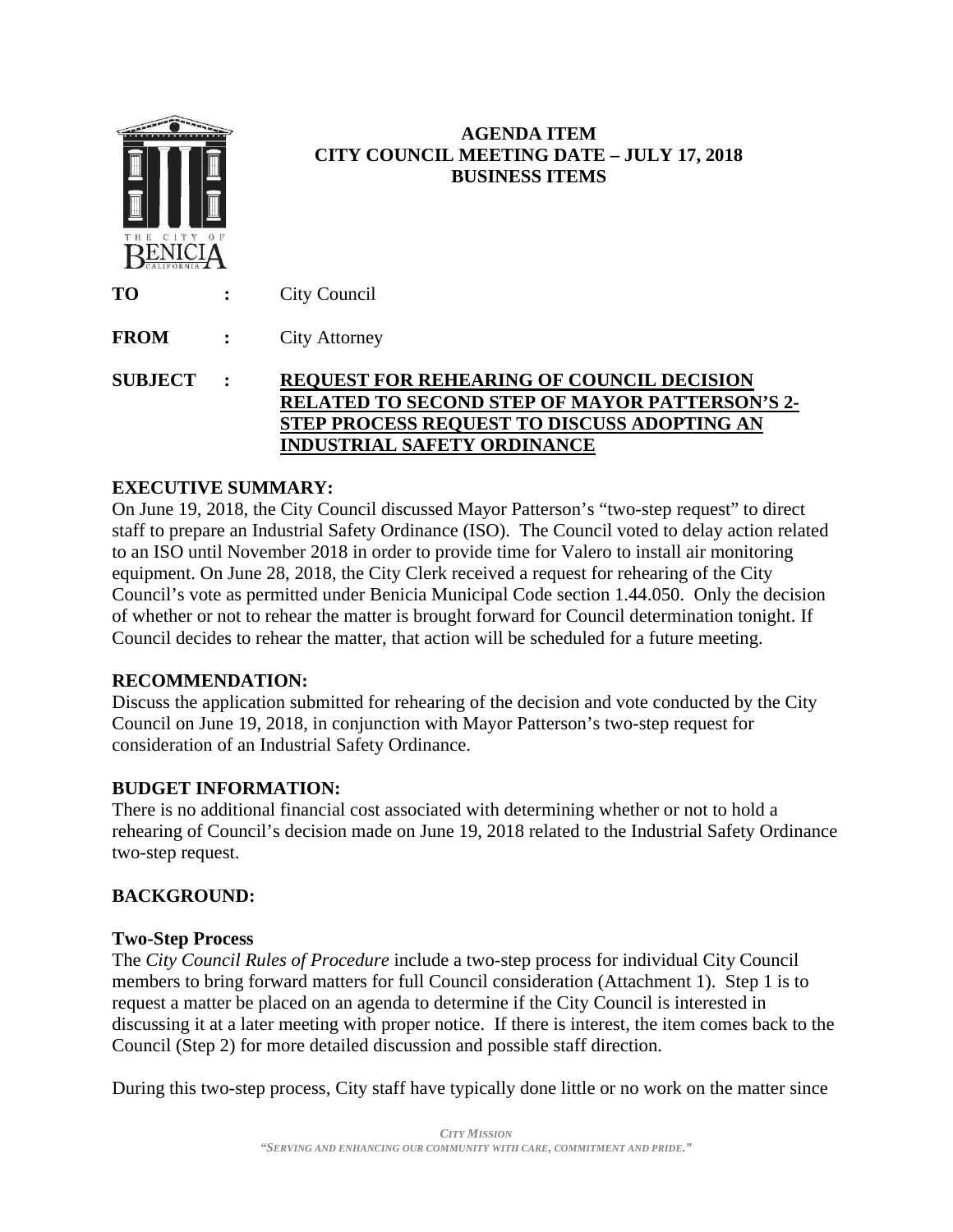**AGENDA ITEM**
**CITY COUNCIL MEETING DATE – JULY 17, 2018**
**BUSINESS ITEMS**

**TO** : City Council

**FROM** : City Attorney

**SUBJECT** : **REQUEST FOR REHEARING OF COUNCIL DECISION RELATED TO SECOND STEP OF MAYOR PATTERSON'S 2-STEP PROCESS REQUEST TO DISCUSS ADOPTING AN INDUSTRIAL SAFETY ORDINANCE**

## EXECUTIVE SUMMARY:

On June 19, 2018, the City Council discussed Mayor Patterson's "two-step request" to direct staff to prepare an Industrial Safety Ordinance (ISO). The Council voted to delay action related to an ISO until November 2018 in order to provide time for Valero to install air monitoring equipment. On June 28, 2018, the City Clerk received a request for rehearing of the City Council's vote as permitted under Benicia Municipal Code section 1.44.050. Only the decision of whether or not to rehear the matter is brought forward for Council determination tonight. If Council decides to rehear the matter, that action will be scheduled for a future meeting.

## RECOMMENDATION:

Discuss the application submitted for rehearing of the decision and vote conducted by the City Council on June 19, 2018, in conjunction with Mayor Patterson's two-step request for consideration of an Industrial Safety Ordinance.

## BUDGET INFORMATION:

There is no additional financial cost associated with determining whether or not to hold a rehearing of Council's decision made on June 19, 2018 related to the Industrial Safety Ordinance two-step request.

## BACKGROUND:

### Two-Step Process

The *City Council Rules of Procedure* include a two-step process for individual City Council members to bring forward matters for full Council consideration (Attachment 1). Step 1 is to request a matter be placed on an agenda to determine if the City Council is interested in discussing it at a later meeting with proper notice. If there is interest, the item comes back to the Council (Step 2) for more detailed discussion and possible staff direction.

During this two-step process, City staff have typically done little or no work on the matter since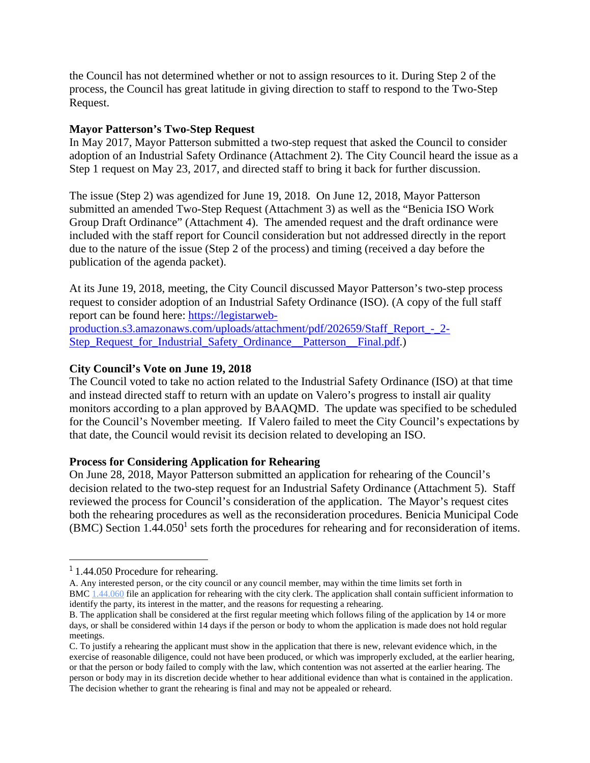the Council has not determined whether or not to assign resources to it. During Step 2 of the process, the Council has great latitude in giving direction to staff to respond to the Two-Step Request.

**Mayor Patterson's Two-Step Request**

In May 2017, Mayor Patterson submitted a two-step request that asked the Council to consider adoption of an Industrial Safety Ordinance (Attachment 2). The City Council heard the issue as a Step 1 request on May 23, 2017, and directed staff to bring it back for further discussion.

The issue (Step 2) was agendized for June 19, 2018. On June 12, 2018, Mayor Patterson submitted an amended Two-Step Request (Attachment 3) as well as the "Benicia ISO Work Group Draft Ordinance" (Attachment 4). The amended request and the draft ordinance were included with the staff report for Council consideration but not addressed directly in the report due to the nature of the issue (Step 2 of the process) and timing (received a day before the publication of the agenda packet).

At its June 19, 2018, meeting, the City Council discussed Mayor Patterson's two-step process request to consider adoption of an Industrial Safety Ordinance (ISO). (A copy of the full staff report can be found here: [https://legistarweb-production.s3.amazonaws.com/uploads/attachment/pdf/202659/Staff_Report_-_2-Step_Request_for_Industrial_Safety_Ordinance__Patterson__Final.pdf](https://legistarweb-production.s3.amazonaws.com/uploads/attachment/pdf/202659/Staff_Report_-_2-Step_Request_for_Industrial_Safety_Ordinance__Patterson__Final.pdf).)

**City Council's Vote on June 19, 2018**

The Council voted to take no action related to the Industrial Safety Ordinance (ISO) at that time and instead directed staff to return with an update on Valero's progress to install air quality monitors according to a plan approved by BAAQMD. The update was specified to be scheduled for the Council's November meeting. If Valero failed to meet the City Council's expectations by that date, the Council would revisit its decision related to developing an ISO.

**Process for Considering Application for Rehearing**

On June 28, 2018, Mayor Patterson submitted an application for rehearing of the Council's decision related to the two-step request for an Industrial Safety Ordinance (Attachment 5). Staff reviewed the process for Council's consideration of the application. The Mayor's request cites both the rehearing procedures as well as the reconsideration procedures. Benicia Municipal Code (BMC) Section 1.44.050[1] sets forth the procedures for rehearing and for reconsideration of items.

---

[1] 1.44.050 Procedure for rehearing.

A. Any interested person, or the city council or any council member, may within the time limits set forth in BMC 1.44.060 file an application for rehearing with the city clerk. The application shall contain sufficient information to identify the party, its interest in the matter, and the reasons for requesting a rehearing.

B. The application shall be considered at the first regular meeting which follows filing of the application by 14 or more days, or shall be considered within 14 days if the person or body to whom the application is made does not hold regular meetings.

C. To justify a rehearing the applicant must show in the application that there is new, relevant evidence which, in the exercise of reasonable diligence, could not have been produced, or which was improperly excluded, at the earlier hearing, or that the person or body failed to comply with the law, which contention was not asserted at the earlier hearing. The person or body may in its discretion decide whether to hear additional evidence than what is contained in the application. The decision whether to grant the rehearing is final and may not be appealed or reheard.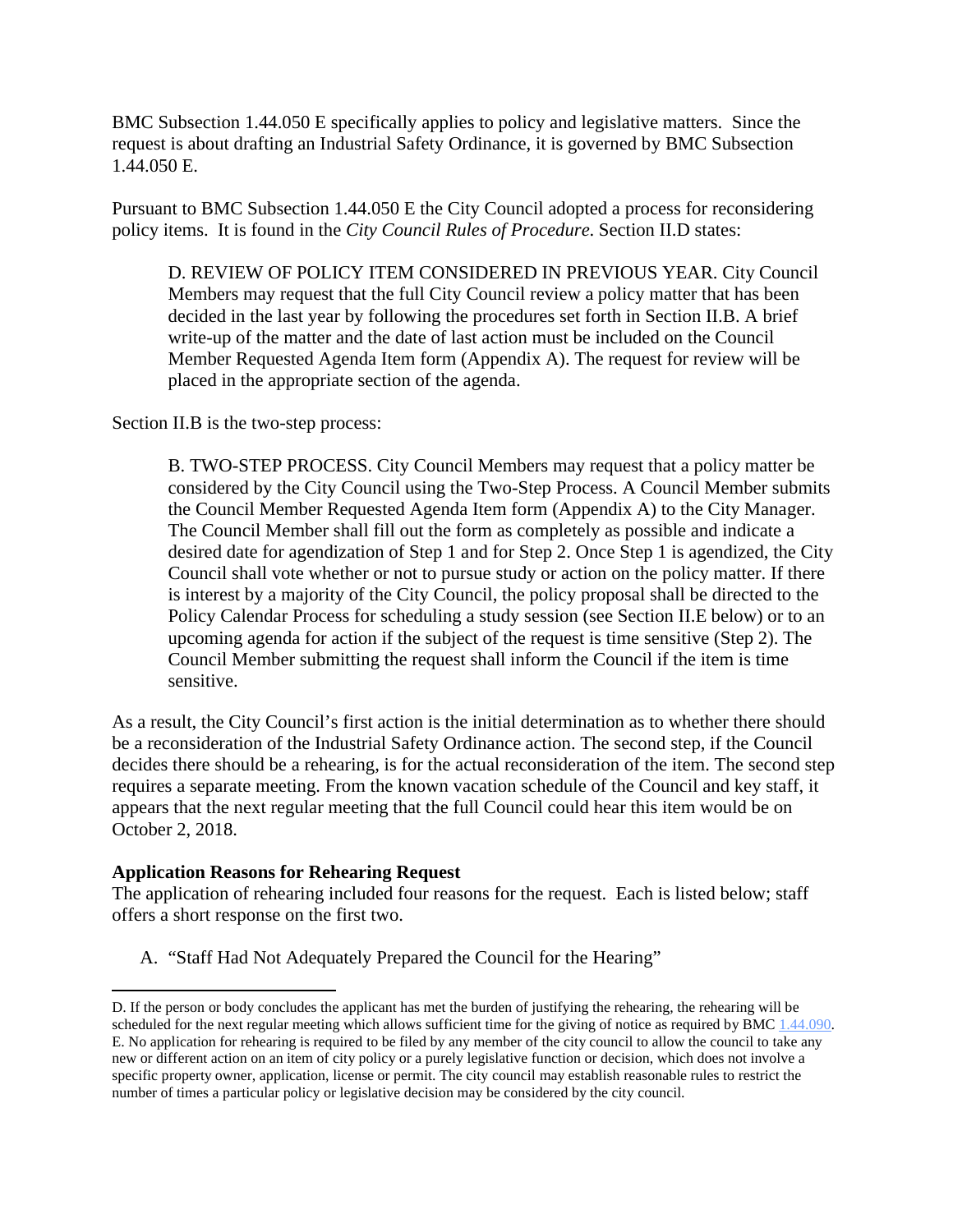BMC Subsection 1.44.050 E specifically applies to policy and legislative matters. Since the request is about drafting an Industrial Safety Ordinance, it is governed by BMC Subsection 1.44.050 E.

Pursuant to BMC Subsection 1.44.050 E the City Council adopted a process for reconsidering policy items. It is found in the *City Council Rules of Procedure*. Section II.D states:

> D. REVIEW OF POLICY ITEM CONSIDERED IN PREVIOUS YEAR. City Council Members may request that the full City Council review a policy matter that has been decided in the last year by following the procedures set forth in Section II.B. A brief write-up of the matter and the date of last action must be included on the Council Member Requested Agenda Item form (Appendix A). The request for review will be placed in the appropriate section of the agenda.

Section II.B is the two-step process:

> B. TWO-STEP PROCESS. City Council Members may request that a policy matter be considered by the City Council using the Two-Step Process. A Council Member submits the Council Member Requested Agenda Item form (Appendix A) to the City Manager. The Council Member shall fill out the form as completely as possible and indicate a desired date for agendization of Step 1 and for Step 2. Once Step 1 is agendized, the City Council shall vote whether or not to pursue study or action on the policy matter. If there is interest by a majority of the City Council, the policy proposal shall be directed to the Policy Calendar Process for scheduling a study session (see Section II.E below) or to an upcoming agenda for action if the subject of the request is time sensitive (Step 2). The Council Member submitting the request shall inform the Council if the item is time sensitive.

As a result, the City Council's first action is the initial determination as to whether there should be a reconsideration of the Industrial Safety Ordinance action. The second step, if the Council decides there should be a rehearing, is for the actual reconsideration of the item. The second step requires a separate meeting. From the known vacation schedule of the Council and key staff, it appears that the next regular meeting that the full Council could hear this item would be on October 2, 2018.

**Application Reasons for Rehearing Request**

The application of rehearing included four reasons for the request. Each is listed below; staff offers a short response on the first two.

A. "Staff Had Not Adequately Prepared the Council for the Hearing"

---

D. If the person or body concludes the applicant has met the burden of justifying the rehearing, the rehearing will be scheduled for the next regular meeting which allows sufficient time for the giving of notice as required by BMC 1.44.090.
E. No application for rehearing is required to be filed by any member of the city council to allow the council to take any new or different action on an item of city policy or a purely legislative function or decision, which does not involve a specific property owner, application, license or permit. The city council may establish reasonable rules to restrict the number of times a particular policy or legislative decision may be considered by the city council.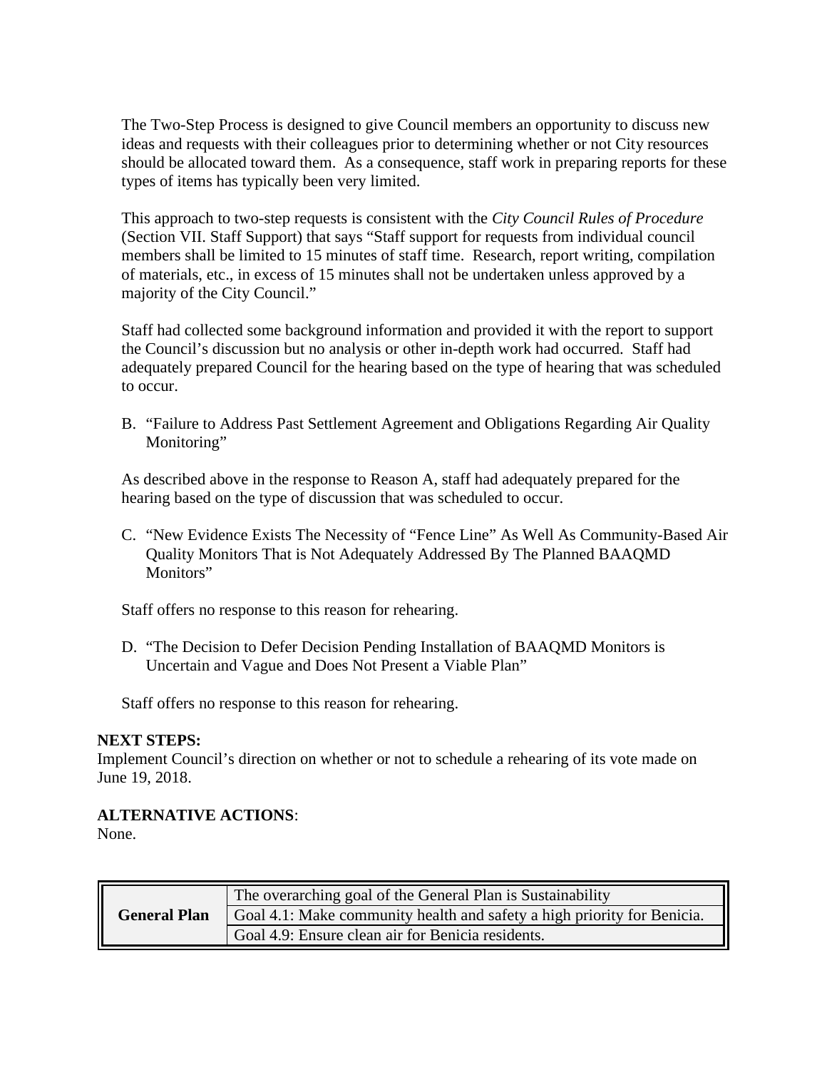The Two-Step Process is designed to give Council members an opportunity to discuss new ideas and requests with their colleagues prior to determining whether or not City resources should be allocated toward them. As a consequence, staff work in preparing reports for these types of items has typically been very limited.

This approach to two-step requests is consistent with the *City Council Rules of Procedure* (Section VII. Staff Support) that says "Staff support for requests from individual council members shall be limited to 15 minutes of staff time. Research, report writing, compilation of materials, etc., in excess of 15 minutes shall not be undertaken unless approved by a majority of the City Council."

Staff had collected some background information and provided it with the report to support the Council's discussion but no analysis or other in-depth work had occurred. Staff had adequately prepared Council for the hearing based on the type of hearing that was scheduled to occur.

B. "Failure to Address Past Settlement Agreement and Obligations Regarding Air Quality Monitoring"

As described above in the response to Reason A, staff had adequately prepared for the hearing based on the type of discussion that was scheduled to occur.

C. "New Evidence Exists The Necessity of "Fence Line" As Well As Community-Based Air Quality Monitors That is Not Adequately Addressed By The Planned BAAQMD Monitors"

Staff offers no response to this reason for rehearing.

D. "The Decision to Defer Decision Pending Installation of BAAQMD Monitors is Uncertain and Vague and Does Not Present a Viable Plan"

Staff offers no response to this reason for rehearing.

**NEXT STEPS:**
Implement Council's direction on whether or not to schedule a rehearing of its vote made on June 19, 2018.

**ALTERNATIVE ACTIONS**:
None.

| | |
|---|---|
| **General Plan** | The overarching goal of the General Plan is Sustainability |
| | Goal 4.1: Make community health and safety a high priority for Benicia. |
| | Goal 4.9: Ensure clean air for Benicia residents. |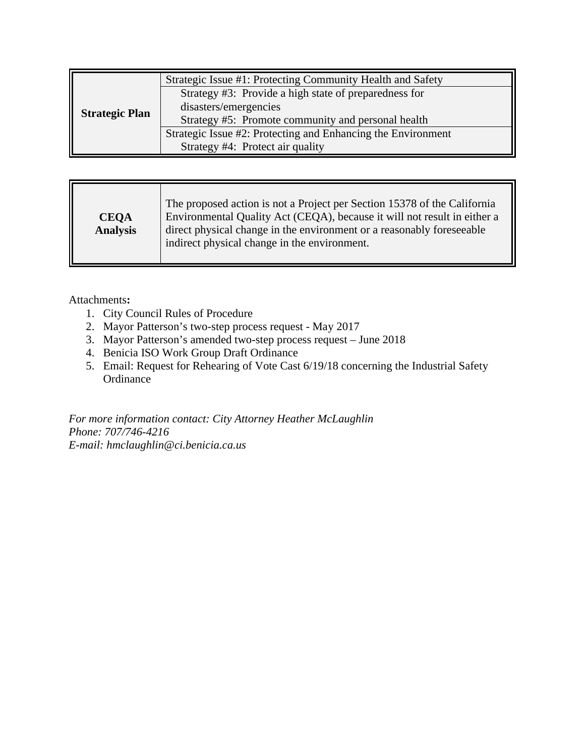| | |
|---|---|
| **Strategic Plan** | Strategic Issue #1: Protecting Community Health and Safety<br>Strategy #3: Provide a high state of preparedness for disasters/emergencies<br>Strategy #5: Promote community and personal health<br>Strategic Issue #2: Protecting and Enhancing the Environment<br>Strategy #4: Protect air quality |

| | |
|---|---|
| **CEQA Analysis** | The proposed action is not a Project per Section 15378 of the California Environmental Quality Act (CEQA), because it will not result in either a direct physical change in the environment or a reasonably foreseeable indirect physical change in the environment. |

Attachments**:**

1. City Council Rules of Procedure
2. Mayor Patterson's two-step process request - May 2017
3. Mayor Patterson's amended two-step process request – June 2018
4. Benicia ISO Work Group Draft Ordinance
5. Email: Request for Rehearing of Vote Cast 6/19/18 concerning the Industrial Safety Ordinance

*For more information contact: City Attorney Heather McLaughlin*
*Phone: 707/746-4216*
*E-mail: hmclaughlin@ci.benicia.ca.us*